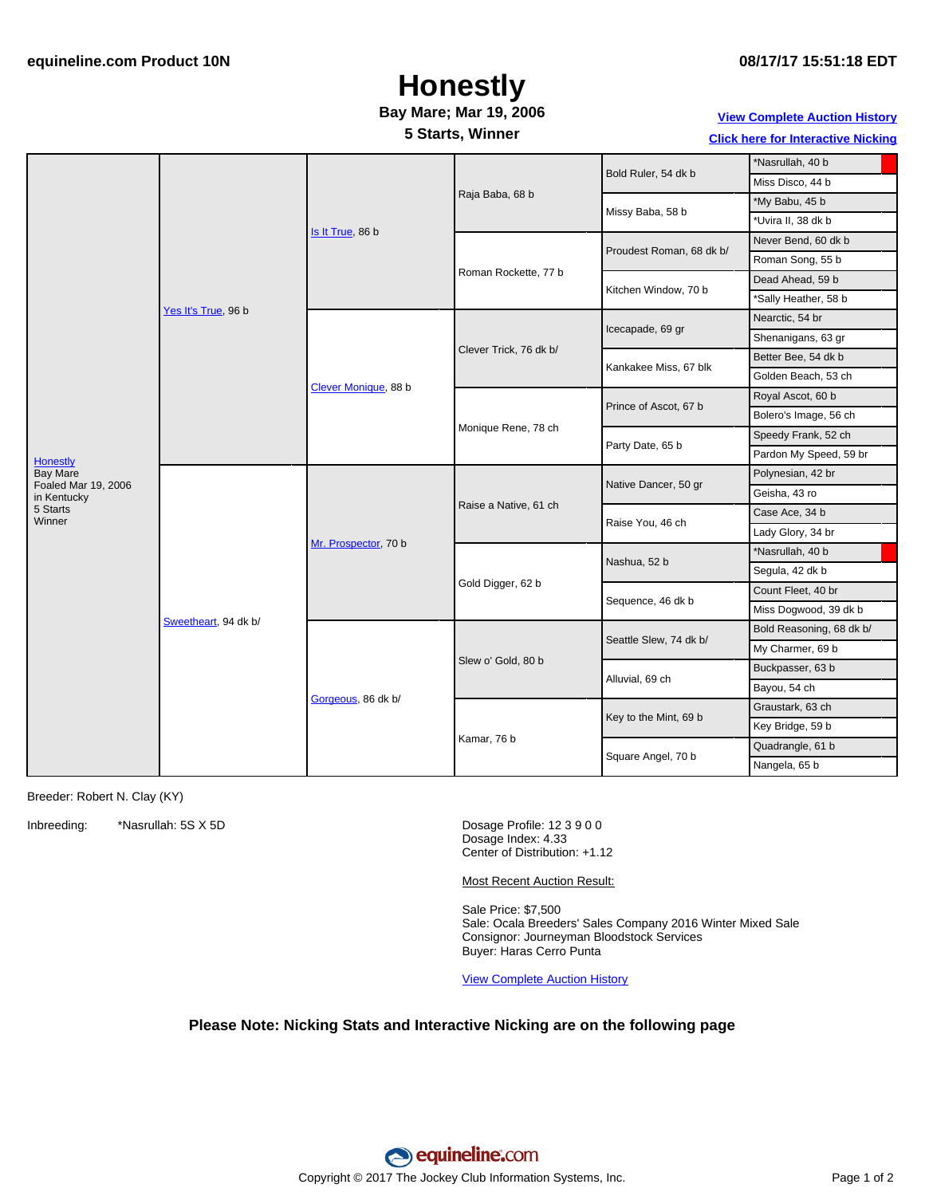equineline.com Product 10N

08/17/17 15:51:18 EDT

# Honestly

**Bay Mare; Mar 19, 2006**

**5 Starts, Winner**

View Complete Auction History

Click here for Interactive Nicking

| Horse | Parents | Grandparents | Great-grandparents | 4th Generation | 5th Generation |
|---|---|---|---|---|---|
| Honestly<br>Bay Mare<br>Foaled Mar 19, 2006<br>in Kentucky<br>5 Starts<br>Winner | Yes It's True, 96 b | Is It True, 86 b | Raja Baba, 68 b | Bold Ruler, 54 dk b | *Nasrullah, 40 b |
| | | | | | Miss Disco, 44 b |
| | | | | Missy Baba, 58 b | *My Babu, 45 b |
| | | | | | *Uvira II, 38 dk b |
| | | | Roman Rockette, 77 b | Proudest Roman, 68 dk b/ | Never Bend, 60 dk b |
| | | | | | Roman Song, 55 b |
| | | | | Kitchen Window, 70 b | Dead Ahead, 59 b |
| | | | | | *Sally Heather, 58 b |
| | | Clever Monique, 88 b | Clever Trick, 76 dk b/ | Icecapade, 69 gr | Nearctic, 54 br |
| | | | | | Shenanigans, 63 gr |
| | | | | Kankakee Miss, 67 blk | Better Bee, 54 dk b |
| | | | | | Golden Beach, 53 ch |
| | | | Monique Rene, 78 ch | Prince of Ascot, 67 b | Royal Ascot, 60 b |
| | | | | | Bolero's Image, 56 ch |
| | | | | Party Date, 65 b | Speedy Frank, 52 ch |
| | | | | | Pardon My Speed, 59 br |
| | Sweetheart, 94 dk b/ | Mr. Prospector, 70 b | Raise a Native, 61 ch | Native Dancer, 50 gr | Polynesian, 42 br |
| | | | | | Geisha, 43 ro |
| | | | | Raise You, 46 ch | Case Ace, 34 b |
| | | | | | Lady Glory, 34 br |
| | | | Gold Digger, 62 b | Nashua, 52 b | *Nasrullah, 40 b |
| | | | | | Segula, 42 dk b |
| | | | | Sequence, 46 dk b | Count Fleet, 40 br |
| | | | | | Miss Dogwood, 39 dk b |
| | | Gorgeous, 86 dk b/ | Slew o' Gold, 80 b | Seattle Slew, 74 dk b/ | Bold Reasoning, 68 dk b/ |
| | | | | | My Charmer, 69 b |
| | | | | Alluvial, 69 ch | Buckpasser, 63 b |
| | | | | | Bayou, 54 ch |
| | | | Kamar, 76 b | Key to the Mint, 69 b | Graustark, 63 ch |
| | | | | | Key Bridge, 59 b |
| | | | | Square Angel, 70 b | Quadrangle, 61 b |
| | | | | | Nangela, 65 b |

Breeder: Robert N. Clay (KY)

Inbreeding: *Nasrullah: 5S X 5D

Dosage Profile: 12 3 9 0 0
Dosage Index: 4.33
Center of Distribution: +1.12

Most Recent Auction Result:

Sale Price: $7,500
Sale: Ocala Breeders' Sales Company 2016 Winter Mixed Sale
Consignor: Journeyman Bloodstock Services
Buyer: Haras Cerro Punta

View Complete Auction History

**Please Note: Nicking Stats and Interactive Nicking are on the following page**

equineline.com

Copyright © 2017 The Jockey Club Information Systems, Inc.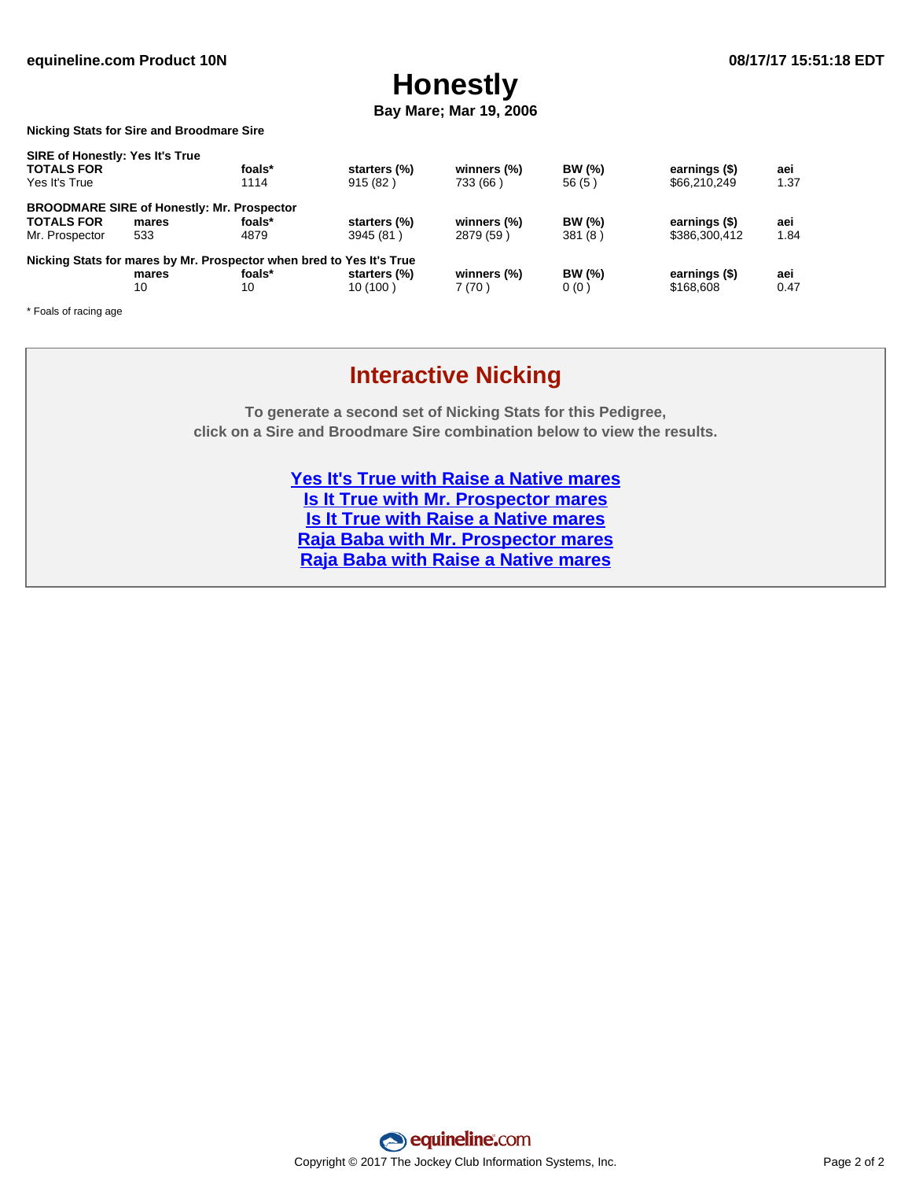# Honestly

**Bay Mare; Mar 19, 2006**

**Nicking Stats for Sire and Broodmare Sire**

**SIRE of Honestly: Yes It's True**

| TOTALS FOR | | foals* | starters (%) | winners (%) | BW (%) | earnings ($) | aei |
|---|---|---|---|---|---|---|---|
| Yes It's True | | 1114 | 915 (82 ) | 733 (66 ) | 56 (5 ) | $66,210,249 | 1.37 |

**BROODMARE SIRE of Honestly: Mr. Prospector**

| TOTALS FOR | mares | foals* | starters (%) | winners (%) | BW (%) | earnings ($) | aei |
|---|---|---|---|---|---|---|---|
| Mr. Prospector | 533 | 4879 | 3945 (81 ) | 2879 (59 ) | 381 (8 ) | $386,300,412 | 1.84 |

**Nicking Stats for mares by Mr. Prospector when bred to Yes It's True**

| | mares | foals* | starters (%) | winners (%) | BW (%) | earnings ($) | aei |
|---|---|---|---|---|---|---|---|
| | 10 | 10 | 10 (100 ) | 7 (70 ) | 0 (0 ) | $168,608 | 0.47 |

\* Foals of racing age

## Interactive Nicking

**To generate a second set of Nicking Stats for this Pedigree, click on a Sire and Broodmare Sire combination below to view the results.**

**Yes It's True with Raise a Native mares**
**Is It True with Mr. Prospector mares**
**Is It True with Raise a Native mares**
**Raja Baba with Mr. Prospector mares**
**Raja Baba with Raise a Native mares**

Copyright © 2017 The Jockey Club Information Systems, Inc.